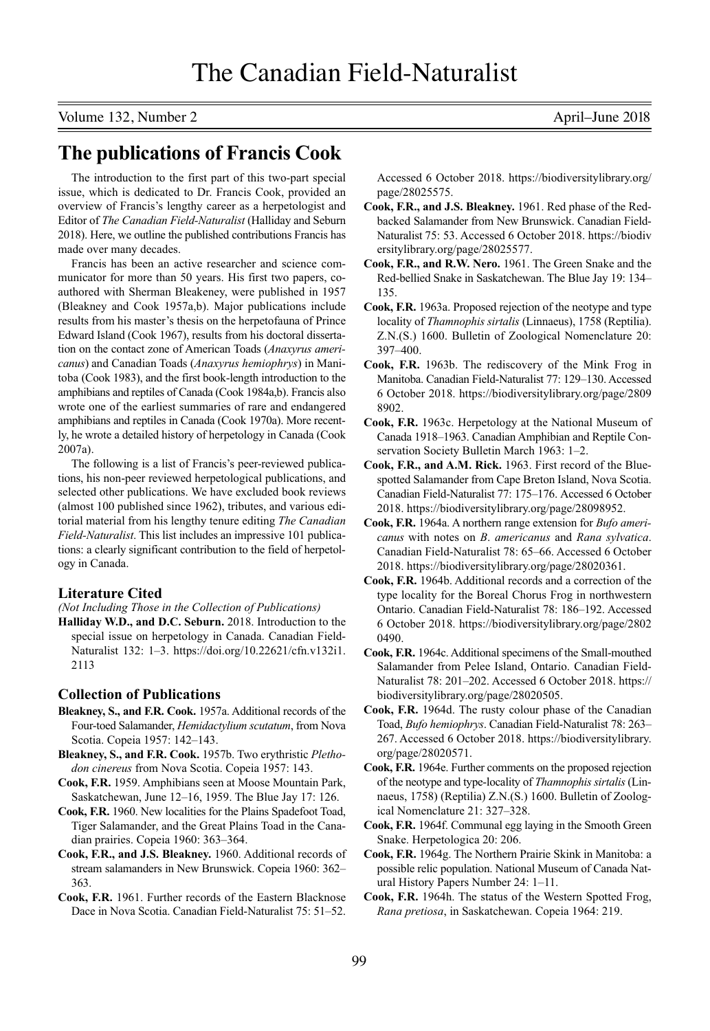# The publications of Francis Cook

The introduction to the first part of this two-part special issue, which is dedicated to Dr. Francis Cook, provided an overview of Francis's lengthy career as a herpetologist and Editor of *The Canadian Field-Naturalist* (Halliday and Seburn 2018). Here, we outline the published contributions Francis has made over many decades.

Francis has been an active researcher and science communicator for more than 50 years. His first two papers, co-authored with Sherman Bleakeney, were published in 1957 (Bleakney and Cook 1957a,b). Major publications include results from his master's thesis on the herpetofauna of Prince Edward Island (Cook 1967), results from his doctoral dissertation on the contact zone of American Toads (*Anaxyrus americanus*) and Canadian Toads (*Anaxyrus hemiophrys*) in Manitoba (Cook 1983), and the first book-length introduction to the amphibians and reptiles of Canada (Cook 1984a,b). Francis also wrote one of the earliest summaries of rare and endangered amphibians and reptiles in Canada (Cook 1970a). More recently, he wrote a detailed history of herpetology in Canada (Cook 2007a).

The following is a list of Francis's peer-reviewed publications, his non-peer reviewed herpetological publications, and selected other publications. We have excluded book reviews (almost 100 published since 1962), tributes, and various editorial material from his lengthy tenure editing *The Canadian Field-Naturalist*. This list includes an impressive 101 publications: a clearly significant contribution to the field of herpetology in Canada.

### Literature Cited

*(Not Including Those in the Collection of Publications)*

**Halliday W.D., and D.C. Seburn.** 2018. Introduction to the special issue on herpetology in Canada. Canadian Field-Naturalist 132: 1–3. https://doi.org/10.22621/cfn.v132i1.2113

### Collection of Publications

**Bleakney, S., and F.R. Cook.** 1957a. Additional records of the Four-toed Salamander, *Hemidactylium scutatum*, from Nova Scotia. Copeia 1957: 142–143.

**Bleakney, S., and F.R. Cook.** 1957b. Two erythristic *Plethodon cinereus* from Nova Scotia. Copeia 1957: 143.

**Cook, F.R.** 1959. Amphibians seen at Moose Mountain Park, Saskatchewan, June 12–16, 1959. The Blue Jay 17: 126.

**Cook, F.R.** 1960. New localities for the Plains Spadefoot Toad, Tiger Salamander, and the Great Plains Toad in the Canadian prairies. Copeia 1960: 363–364.

**Cook, F.R., and J.S. Bleakney.** 1960. Additional records of stream salamanders in New Brunswick. Copeia 1960: 362–363.

**Cook, F.R.** 1961. Further records of the Eastern Blacknose Dace in Nova Scotia. Canadian Field-Naturalist 75: 51–52. Accessed 6 October 2018. https://biodiversitylibrary.org/page/28025575.

**Cook, F.R., and J.S. Bleakney.** 1961. Red phase of the Red-backed Salamander from New Brunswick. Canadian Field-Naturalist 75: 53. Accessed 6 October 2018. https://biodiversitylibrary.org/page/28025577.

**Cook, F.R., and R.W. Nero.** 1961. The Green Snake and the Red-bellied Snake in Saskatchewan. The Blue Jay 19: 134–135.

**Cook, F.R.** 1963a. Proposed rejection of the neotype and type locality of *Thamnophis sirtalis* (Linnaeus), 1758 (Reptilia). Z.N.(S.) 1600. Bulletin of Zoological Nomenclature 20: 397–400.

**Cook, F.R.** 1963b. The rediscovery of the Mink Frog in Manitoba. Canadian Field-Naturalist 77: 129–130. Accessed 6 October 2018. https://biodiversitylibrary.org/page/28098902.

**Cook, F.R.** 1963c. Herpetology at the National Museum of Canada 1918–1963. Canadian Amphibian and Reptile Conservation Society Bulletin March 1963: 1–2.

**Cook, F.R., and A.M. Rick.** 1963. First record of the Blue-spotted Salamander from Cape Breton Island, Nova Scotia. Canadian Field-Naturalist 77: 175–176. Accessed 6 October 2018. https://biodiversitylibrary.org/page/28098952.

**Cook, F.R.** 1964a. A northern range extension for *Bufo americanus* with notes on *B. americanus* and *Rana sylvatica*. Canadian Field-Naturalist 78: 65–66. Accessed 6 October 2018. https://biodiversitylibrary.org/page/28020361.

**Cook, F.R.** 1964b. Additional records and a correction of the type locality for the Boreal Chorus Frog in northwestern Ontario. Canadian Field-Naturalist 78: 186–192. Accessed 6 October 2018. https://biodiversitylibrary.org/page/28020490.

**Cook, F.R.** 1964c. Additional specimens of the Small-mouthed Salamander from Pelee Island, Ontario. Canadian Field-Naturalist 78: 201–202. Accessed 6 October 2018. https://biodiversitylibrary.org/page/28020505.

**Cook, F.R.** 1964d. The rusty colour phase of the Canadian Toad, *Bufo hemiophrys*. Canadian Field-Naturalist 78: 263–267. Accessed 6 October 2018. https://biodiversitylibrary.org/page/28020571.

**Cook, F.R.** 1964e. Further comments on the proposed rejection of the neotype and type-locality of *Thamnophis sirtalis* (Linnaeus, 1758) (Reptilia) Z.N.(S.) 1600. Bulletin of Zoological Nomenclature 21: 327–328.

**Cook, F.R.** 1964f. Communal egg laying in the Smooth Green Snake. Herpetologica 20: 206.

**Cook, F.R.** 1964g. The Northern Prairie Skink in Manitoba: a possible relic population. National Museum of Canada Natural History Papers Number 24: 1–11.

**Cook, F.R.** 1964h. The status of the Western Spotted Frog, *Rana pretiosa*, in Saskatchewan. Copeia 1964: 219.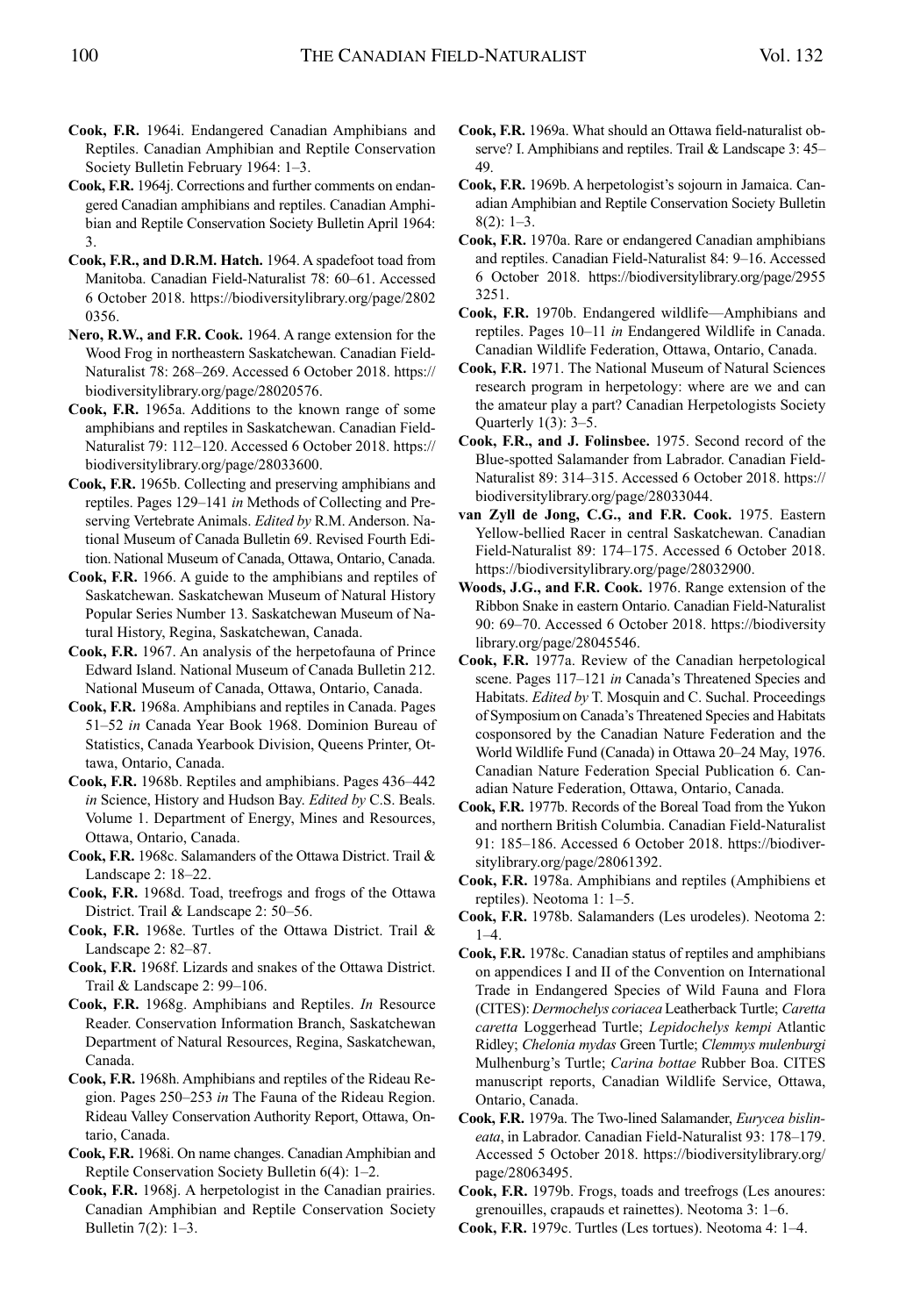**Cook, F.R.** 1964i. Endangered Canadian Amphibians and Reptiles. Canadian Amphibian and Reptile Conservation Society Bulletin February 1964: 1–3.

**Cook, F.R.** 1964j. Corrections and further comments on endangered Canadian amphibians and reptiles. Canadian Amphibian and Reptile Conservation Society Bulletin April 1964: 3.

**Cook, F.R., and D.R.M. Hatch.** 1964. A spadefoot toad from Manitoba. Canadian Field-Naturalist 78: 60–61. Accessed 6 October 2018. https://biodiversitylibrary.org/page/28020356.

**Nero, R.W., and F.R. Cook.** 1964. A range extension for the Wood Frog in northeastern Saskatchewan. Canadian Field-Naturalist 78: 268–269. Accessed 6 October 2018. https://biodiversitylibrary.org/page/28020576.

**Cook, F.R.** 1965a. Additions to the known range of some amphibians and reptiles in Saskatchewan. Canadian Field-Naturalist 79: 112–120. Accessed 6 October 2018. https://biodiversitylibrary.org/page/28033600.

**Cook, F.R.** 1965b. Collecting and preserving amphibians and reptiles. Pages 129–141 *in* Methods of Collecting and Preserving Vertebrate Animals. *Edited by* R.M. Anderson. National Museum of Canada Bulletin 69. Revised Fourth Edition. National Museum of Canada, Ottawa, Ontario, Canada.

**Cook, F.R.** 1966. A guide to the amphibians and reptiles of Saskatchewan. Saskatchewan Museum of Natural History Popular Series Number 13. Saskatchewan Museum of Natural History, Regina, Saskatchewan, Canada.

**Cook, F.R.** 1967. An analysis of the herpetofauna of Prince Edward Island. National Museum of Canada Bulletin 212. National Museum of Canada, Ottawa, Ontario, Canada.

**Cook, F.R.** 1968a. Amphibians and reptiles in Canada. Pages 51–52 *in* Canada Year Book 1968. Dominion Bureau of Statistics, Canada Yearbook Division, Queens Printer, Ottawa, Ontario, Canada.

**Cook, F.R.** 1968b. Reptiles and amphibians. Pages 436–442 *in* Science, History and Hudson Bay. *Edited by* C.S. Beals. Volume 1. Department of Energy, Mines and Resources, Ottawa, Ontario, Canada.

**Cook, F.R.** 1968c. Salamanders of the Ottawa District. Trail & Landscape 2: 18–22.

**Cook, F.R.** 1968d. Toad, treefrogs and frogs of the Ottawa District. Trail & Landscape 2: 50–56.

**Cook, F.R.** 1968e. Turtles of the Ottawa District. Trail & Landscape 2: 82–87.

**Cook, F.R.** 1968f. Lizards and snakes of the Ottawa District. Trail & Landscape 2: 99–106.

**Cook, F.R.** 1968g. Amphibians and Reptiles. *In* Resource Reader. Conservation Information Branch, Saskatchewan Department of Natural Resources, Regina, Saskatchewan, Canada.

**Cook, F.R.** 1968h. Amphibians and reptiles of the Rideau Region. Pages 250–253 *in* The Fauna of the Rideau Region. Rideau Valley Conservation Authority Report, Ottawa, Ontario, Canada.

**Cook, F.R.** 1968i. On name changes. Canadian Amphibian and Reptile Conservation Society Bulletin 6(4): 1–2.

**Cook, F.R.** 1968j. A herpetologist in the Canadian prairies. Canadian Amphibian and Reptile Conservation Society Bulletin 7(2): 1–3.

**Cook, F.R.** 1969a. What should an Ottawa field-naturalist observe? I. Amphibians and reptiles. Trail & Landscape 3: 45–49.

**Cook, F.R.** 1969b. A herpetologist's sojourn in Jamaica. Canadian Amphibian and Reptile Conservation Society Bulletin 8(2): 1–3.

**Cook, F.R.** 1970a. Rare or endangered Canadian amphibians and reptiles. Canadian Field-Naturalist 84: 9–16. Accessed 6 October 2018. https://biodiversitylibrary.org/page/29553251.

**Cook, F.R.** 1970b. Endangered wildlife—Amphibians and reptiles. Pages 10–11 *in* Endangered Wildlife in Canada. Canadian Wildlife Federation, Ottawa, Ontario, Canada.

**Cook, F.R.** 1971. The National Museum of Natural Sciences research program in herpetology: where are we and can the amateur play a part? Canadian Herpetologists Society Quarterly 1(3): 3–5.

**Cook, F.R., and J. Folinsbee.** 1975. Second record of the Blue-spotted Salamander from Labrador. Canadian Field-Naturalist 89: 314–315. Accessed 6 October 2018. https://biodiversitylibrary.org/page/28033044.

**van Zyll de Jong, C.G., and F.R. Cook.** 1975. Eastern Yellow-bellied Racer in central Saskatchewan. Canadian Field-Naturalist 89: 174–175. Accessed 6 October 2018. https://biodiversitylibrary.org/page/28032900.

**Woods, J.G., and F.R. Cook.** 1976. Range extension of the Ribbon Snake in eastern Ontario. Canadian Field-Naturalist 90: 69–70. Accessed 6 October 2018. https://biodiversitylibrary.org/page/28045546.

**Cook, F.R.** 1977a. Review of the Canadian herpetological scene. Pages 117–121 *in* Canada's Threatened Species and Habitats. *Edited by* T. Mosquin and C. Suchal. Proceedings of Symposium on Canada's Threatened Species and Habitats cosponsored by the Canadian Nature Federation and the World Wildlife Fund (Canada) in Ottawa 20–24 May, 1976. Canadian Nature Federation Special Publication 6. Canadian Nature Federation, Ottawa, Ontario, Canada.

**Cook, F.R.** 1977b. Records of the Boreal Toad from the Yukon and northern British Columbia. Canadian Field-Naturalist 91: 185–186. Accessed 6 October 2018. https://biodiversitylibrary.org/page/28061392.

**Cook, F.R.** 1978a. Amphibians and reptiles (Amphibiens et reptiles). Neotoma 1: 1–5.

**Cook, F.R.** 1978b. Salamanders (Les urodeles). Neotoma 2: 1–4.

**Cook, F.R.** 1978c. Canadian status of reptiles and amphibians on appendices I and II of the Convention on International Trade in Endangered Species of Wild Fauna and Flora (CITES): *Dermochelys coriacea* Leatherback Turtle; *Caretta caretta* Loggerhead Turtle; *Lepidochelys kempi* Atlantic Ridley; *Chelonia mydas* Green Turtle; *Clemmys mulenburgi* Mulhenburg's Turtle; *Carina bottae* Rubber Boa. CITES manuscript reports, Canadian Wildlife Service, Ottawa, Ontario, Canada.

**Cook, F.R.** 1979a. The Two-lined Salamander, *Eurycea bislineata*, in Labrador. Canadian Field-Naturalist 93: 178–179. Accessed 5 October 2018. https://biodiversitylibrary.org/page/28063495.

**Cook, F.R.** 1979b. Frogs, toads and treefrogs (Les anoures: grenouilles, crapauds et rainettes). Neotoma 3: 1–6.

**Cook, F.R.** 1979c. Turtles (Les tortues). Neotoma 4: 1–4.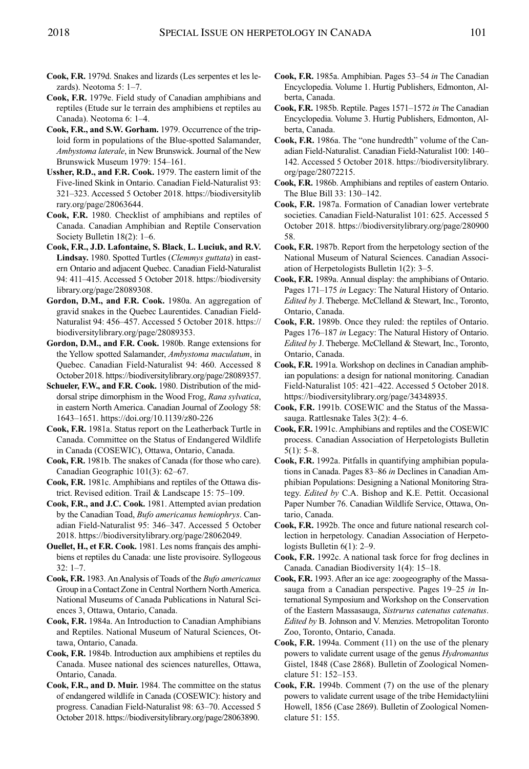**Cook, F.R.** 1979d. Snakes and lizards (Les serpentes et les lezards). Neotoma 5: 1–7.

**Cook, F.R.** 1979e. Field study of Canadian amphibians and reptiles (Etude sur le terrain des amphibiens et reptiles au Canada). Neotoma 6: 1–4.

**Cook, F.R., and S.W. Gorham.** 1979. Occurrence of the triploid form in populations of the Blue-spotted Salamander, *Ambystoma laterale*, in New Brunswick. Journal of the New Brunswick Museum 1979: 154–161.

**Ussher, R.D., and F.R. Cook.** 1979. The eastern limit of the Five-lined Skink in Ontario. Canadian Field-Naturalist 93: 321–323. Accessed 5 October 2018. https://biodiversitylibrary.org/page/28063644.

**Cook, F.R.** 1980. Checklist of amphibians and reptiles of Canada. Canadian Amphibian and Reptile Conservation Society Bulletin 18(2): 1–6.

**Cook, F.R., J.D. Lafontaine, S. Black**, **L. Luciuk, and R.V. Lindsay.** 1980. Spotted Turtles (*Clemmys guttata*) in eastern Ontario and adjacent Quebec. Canadian Field-Naturalist 94: 411–415. Accessed 5 October 2018. https://biodiversitylibrary.org/page/28089308.

**Gordon, D.M., and F.R. Cook.** 1980a. An aggregation of gravid snakes in the Quebec Laurentides. Canadian Field-Naturalist 94: 456–457. Accessed 5 October 2018. https://biodiversitylibrary.org/page/28089353.

**Gordon, D.M., and F.R. Cook.** 1980b. Range extensions for the Yellow spotted Salamander, *Ambystoma maculatum*, in Quebec. Canadian Field-Naturalist 94: 460. Accessed 8 October 2018. https://biodiversitylibrary.org/page/28089357.

**Schueler, F.W., and F.R. Cook.** 1980. Distribution of the middorsal stripe dimorphism in the Wood Frog, *Rana sylvatica*, in eastern North America. Canadian Journal of Zoology 58: 1643–1651. https://doi.org/10.1139/z80-226

**Cook, F.R.** 1981a. Status report on the Leatherback Turtle in Canada. Committee on the Status of Endangered Wildlife in Canada (COSEWIC), Ottawa, Ontario, Canada.

**Cook, F.R.** 1981b. The snakes of Canada (for those who care). Canadian Geographic 101(3): 62–67.

**Cook, F.R.** 1981c. Amphibians and reptiles of the Ottawa district. Revised edition. Trail & Landscape 15: 75–109.

**Cook, F.R., and J.C. Cook.** 1981. Attempted avian predation by the Canadian Toad, *Bufo americanus hemiophrys*. Canadian Field-Naturalist 95: 346–347. Accessed 5 October 2018. https://biodiversitylibrary.org/page/28062049.

**Ouellet, H., et F.R. Cook.** 1981. Les noms français des amphibiens et reptiles du Canada: une liste provisoire. Syllogeous 32: 1–7.

**Cook, F.R.** 1983. An Analysis of Toads of the *Bufo americanus* Group in a Contact Zone in Central Northern North America. National Museums of Canada Publications in Natural Sciences 3, Ottawa, Ontario, Canada.

**Cook, F.R.** 1984a. An Introduction to Canadian Amphibians and Reptiles. National Museum of Natural Sciences, Ottawa, Ontario, Canada.

**Cook, F.R.** 1984b. Introduction aux amphibiens et reptiles du Canada. Musee national des sciences naturelles, Ottawa, Ontario, Canada.

**Cook, F.R., and D. Muir.** 1984. The committee on the status of endangered wildlife in Canada (COSEWIC): history and progress. Canadian Field-Naturalist 98: 63–70. Accessed 5 October 2018. https://biodiversitylibrary.org/page/28063890.

**Cook, F.R.** 1985a. Amphibian. Pages 53–54 *in* The Canadian Encyclopedia. Volume 1. Hurtig Publishers, Edmonton, Alberta, Canada.

**Cook, F.R.** 1985b. Reptile. Pages 1571–1572 *in* The Canadian Encyclopedia. Volume 3. Hurtig Publishers, Edmonton, Alberta, Canada.

**Cook, F.R.** 1986a. The "one hundredth" volume of the Canadian Field-Naturalist. Canadian Field-Naturalist 100: 140–142. Accessed 5 October 2018. https://biodiversitylibrary.org/page/28072215.

**Cook, F.R.** 1986b. Amphibians and reptiles of eastern Ontario. The Blue Bill 33: 130–142.

**Cook, F.R.** 1987a. Formation of Canadian lower vertebrate societies. Canadian Field-Naturalist 101: 625. Accessed 5 October 2018. https://biodiversitylibrary.org/page/28090058.

**Cook, F.R.** 1987b. Report from the herpetology section of the National Museum of Natural Sciences. Canadian Association of Herpetologists Bulletin 1(2): 3–5.

**Cook, F.R.** 1989a. Annual display: the amphibians of Ontario. Pages 171–175 *in* Legacy: The Natural History of Ontario. *Edited by* J. Theberge. McClelland & Stewart, Inc., Toronto, Ontario, Canada.

**Cook, F.R.** 1989b. Once they ruled: the reptiles of Ontario. Pages 176–187 *in* Legacy: The Natural History of Ontario. *Edited by* J. Theberge. McClelland & Stewart, Inc., Toronto, Ontario, Canada.

**Cook, F.R.** 1991a. Workshop on declines in Canadian amphibian populations: a design for national monitoring. Canadian Field-Naturalist 105: 421–422. Accessed 5 October 2018. https://biodiversitylibrary.org/page/34348935.

**Cook, F.R.** 1991b. COSEWIC and the Status of the Massasauga. Rattlesnake Tales 3(2): 4–6.

**Cook, F.R.** 1991c. Amphibians and reptiles and the COSEWIC process. Canadian Association of Herpetologists Bulletin 5(1): 5–8.

**Cook, F.R.** 1992a. Pitfalls in quantifying amphibian populations in Canada. Pages 83–86 *in* Declines in Canadian Amphibian Populations: Designing a National Monitoring Strategy. *Edited by* C.A. Bishop and K.E. Pettit. Occasional Paper Number 76. Canadian Wildlife Service, Ottawa, Ontario, Canada.

**Cook, F.R.** 1992b. The once and future national research collection in herpetology. Canadian Association of Herpetologists Bulletin 6(1): 2–9.

**Cook, F.R.** 1992c. A national task force for frog declines in Canada. Canadian Biodiversity 1(4): 15–18.

**Cook, F.R.** 1993. After an ice age: zoogeography of the Massasauga from a Canadian perspective. Pages 19–25 *in* International Symposium and Workshop on the Conservation of the Eastern Massasauga, *Sistrurus catenatus catenatus*. *Edited by* B. Johnson and V. Menzies. Metropolitan Toronto Zoo, Toronto, Ontario, Canada.

**Cook, F.R.** 1994a. Comment (11) on the use of the plenary powers to validate current usage of the genus *Hydromantus* Gistel, 1848 (Case 2868). Bulletin of Zoological Nomenclature 51: 152–153.

**Cook, F.R.** 1994b. Comment (7) on the use of the plenary powers to validate current usage of the tribe Hemidactyliini Howell, 1856 (Case 2869). Bulletin of Zoological Nomenclature 51: 155.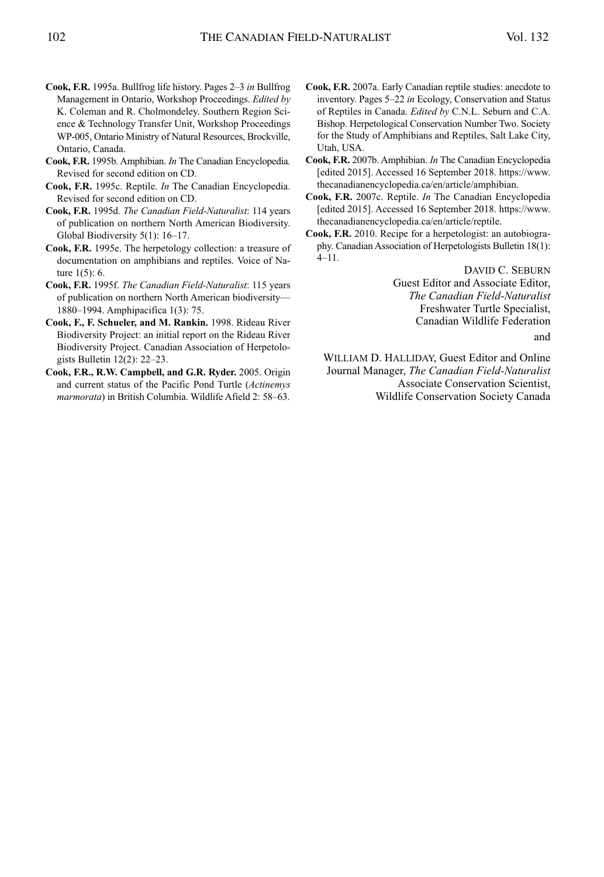**Cook, F.R.** 1995a. Bullfrog life history. Pages 2–3 *in* Bullfrog Management in Ontario, Workshop Proceedings. *Edited by* K. Coleman and R. Cholmondeley. Southern Region Science & Technology Transfer Unit, Workshop Proceedings WP-005, Ontario Ministry of Natural Resources, Brockville, Ontario, Canada.

**Cook, F.R.** 1995b. Amphibian. *In* The Canadian Encyclopedia. Revised for second edition on CD.

**Cook, F.R.** 1995c. Reptile. *In* The Canadian Encyclopedia. Revised for second edition on CD.

**Cook, F.R.** 1995d. *The Canadian Field-Naturalist*: 114 years of publication on northern North American Biodiversity. Global Biodiversity 5(1): 16–17.

**Cook, F.R.** 1995e. The herpetology collection: a treasure of documentation on amphibians and reptiles. Voice of Nature 1(5): 6.

**Cook, F.R.** 1995f. *The Canadian Field-Naturalist*: 115 years of publication on northern North American biodiversity—1880–1994. Amphipacifica 1(3): 75.

**Cook, F., F. Schueler, and M. Rankin.** 1998. Rideau River Biodiversity Project: an initial report on the Rideau River Biodiversity Project. Canadian Association of Herpetologists Bulletin 12(2): 22–23.

**Cook, F.R., R.W. Campbell, and G.R. Ryder.** 2005. Origin and current status of the Pacific Pond Turtle (*Actinemys marmorata*) in British Columbia. Wildlife Afield 2: 58–63.

**Cook, F.R.** 2007a. Early Canadian reptile studies: anecdote to inventory. Pages 5–22 *in* Ecology, Conservation and Status of Reptiles in Canada. *Edited by* C.N.L. Seburn and C.A. Bishop. Herpetological Conservation Number Two. Society for the Study of Amphibians and Reptiles, Salt Lake City, Utah, USA.

**Cook, F.R.** 2007b. Amphibian. *In* The Canadian Encyclopedia [edited 2015]. Accessed 16 September 2018. https://www.thecanadianencyclopedia.ca/en/article/amphibian.

**Cook, F.R.** 2007c. Reptile. *In* The Canadian Encyclopedia [edited 2015]. Accessed 16 September 2018. https://www.thecanadianencyclopedia.ca/en/article/reptile.

**Cook, F.R.** 2010. Recipe for a herpetologist: an autobiography. Canadian Association of Herpetologists Bulletin 18(1): 4–11.

DAVID C. SEBURN
Guest Editor and Associate Editor,
*The Canadian Field-Naturalist*
Freshwater Turtle Specialist,
Canadian Wildlife Federation

and

WILLIAM D. HALLIDAY, Guest Editor and Online
Journal Manager, *The Canadian Field-Naturalist*
Associate Conservation Scientist,
Wildlife Conservation Society Canada